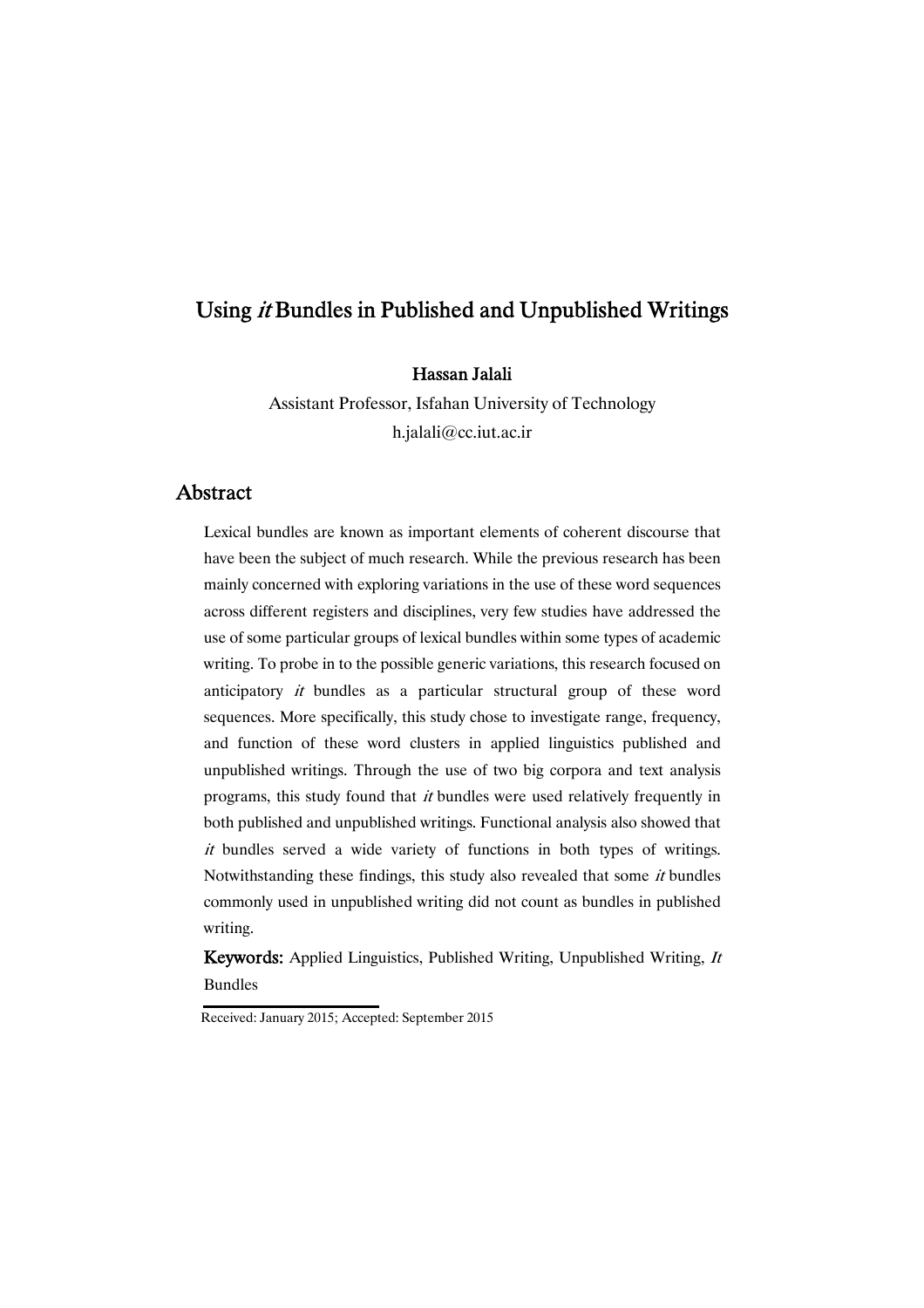# Using *it* Bundles in Published and Unpublished Writings

**Hassan Jalali**

Assistant Professor, Isfahan University of Technology

h.jalali@cc.iut.ac.ir

## Abstract

Lexical bundles are known as important elements of coherent discourse that have been the subject of much research. While the previous research has been mainly concerned with exploring variations in the use of these word sequences across different registers and disciplines, very few studies have addressed the use of some particular groups of lexical bundles within some types of academic writing. To probe in to the possible generic variations, this research focused on anticipatory *it* bundles as a particular structural group of these word sequences. More specifically, this study chose to investigate range, frequency, and function of these word clusters in applied linguistics published and unpublished writings. Through the use of two big corpora and text analysis programs, this study found that *it* bundles were used relatively frequently in both published and unpublished writings. Functional analysis also showed that *it* bundles served a wide variety of functions in both types of writings. Notwithstanding these findings, this study also revealed that some *it* bundles commonly used in unpublished writing did not count as bundles in published writing.

**Keywords:** Applied Linguistics, Published Writing, Unpublished Writing, *It* Bundles

Received: January 2015; Accepted: September 2015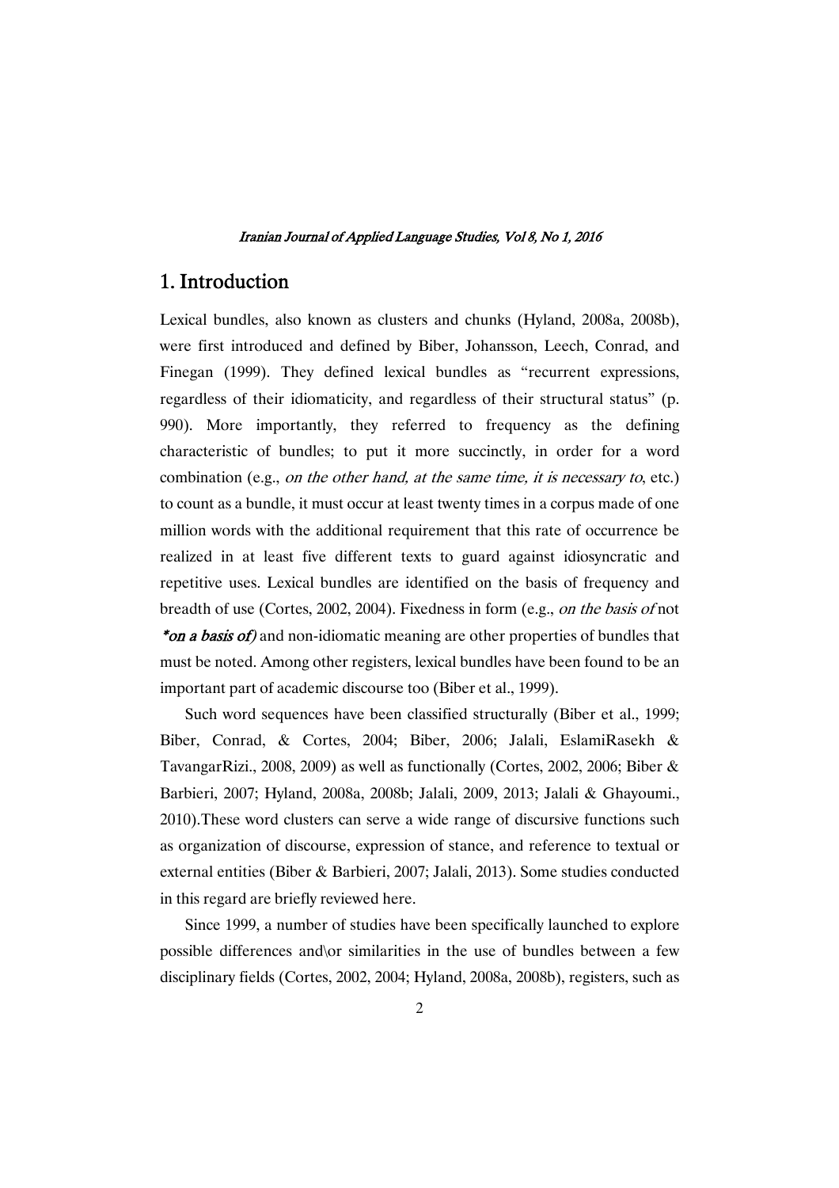## 1. Introduction

Lexical bundles, also known as clusters and chunks (Hyland, 2008a, 2008b), were first introduced and defined by Biber, Johansson, Leech, Conrad, and Finegan (1999). They defined lexical bundles as "recurrent expressions, regardless of their idiomaticity, and regardless of their structural status" (p. 990). More importantly, they referred to frequency as the defining characteristic of bundles; to put it more succinctly, in order for a word combination (e.g., *on the other hand, at the same time, it is necessary to*, etc.) to count as a bundle, it must occur at least twenty times in a corpus made of one million words with the additional requirement that this rate of occurrence be realized in at least five different texts to guard against idiosyncratic and repetitive uses. Lexical bundles are identified on the basis of frequency and breadth of use (Cortes, 2002, 2004). Fixedness in form (e.g., *on the basis of* not ***on a basis of)*** and non-idiomatic meaning are other properties of bundles that must be noted. Among other registers, lexical bundles have been found to be an important part of academic discourse too (Biber et al., 1999).

Such word sequences have been classified structurally (Biber et al., 1999; Biber, Conrad, & Cortes, 2004; Biber, 2006; Jalali, EslamiRasekh & TavangarRizi., 2008, 2009) as well as functionally (Cortes, 2002, 2006; Biber & Barbieri, 2007; Hyland, 2008a, 2008b; Jalali, 2009, 2013; Jalali & Ghayoumi., 2010).These word clusters can serve a wide range of discursive functions such as organization of discourse, expression of stance, and reference to textual or external entities (Biber & Barbieri, 2007; Jalali, 2013). Some studies conducted in this regard are briefly reviewed here.

Since 1999, a number of studies have been specifically launched to explore possible differences and\or similarities in the use of bundles between a few disciplinary fields (Cortes, 2002, 2004; Hyland, 2008a, 2008b), registers, such as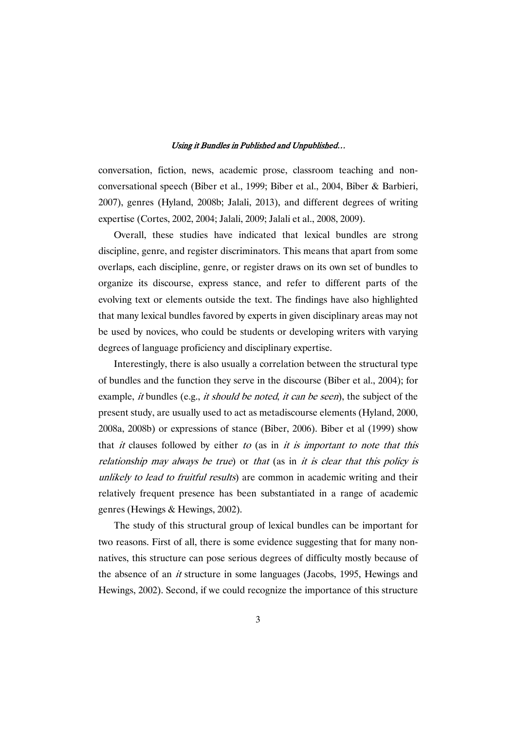conversation, fiction, news, academic prose, classroom teaching and non-conversational speech (Biber et al., 1999; Biber et al., 2004, Biber & Barbieri, 2007), genres (Hyland, 2008b; Jalali, 2013), and different degrees of writing expertise (Cortes, 2002, 2004; Jalali, 2009; Jalali et al., 2008, 2009).

Overall, these studies have indicated that lexical bundles are strong discipline, genre, and register discriminators. This means that apart from some overlaps, each discipline, genre, or register draws on its own set of bundles to organize its discourse, express stance, and refer to different parts of the evolving text or elements outside the text. The findings have also highlighted that many lexical bundles favored by experts in given disciplinary areas may not be used by novices, who could be students or developing writers with varying degrees of language proficiency and disciplinary expertise.

Interestingly, there is also usually a correlation between the structural type of bundles and the function they serve in the discourse (Biber et al., 2004); for example, *it* bundles (e.g., *it should be noted*, *it can be seen*), the subject of the present study, are usually used to act as metadiscourse elements (Hyland, 2000, 2008a, 2008b) or expressions of stance (Biber, 2006). Biber et al (1999) show that *it* clauses followed by either *to* (as in *it is important to note that this relationship may always be true*) or *that* (as in *it is clear that this policy is unlikely to lead to fruitful results*) are common in academic writing and their relatively frequent presence has been substantiated in a range of academic genres (Hewings & Hewings, 2002).

The study of this structural group of lexical bundles can be important for two reasons. First of all, there is some evidence suggesting that for many non-natives, this structure can pose serious degrees of difficulty mostly because of the absence of an *it* structure in some languages (Jacobs, 1995, Hewings and Hewings, 2002). Second, if we could recognize the importance of this structure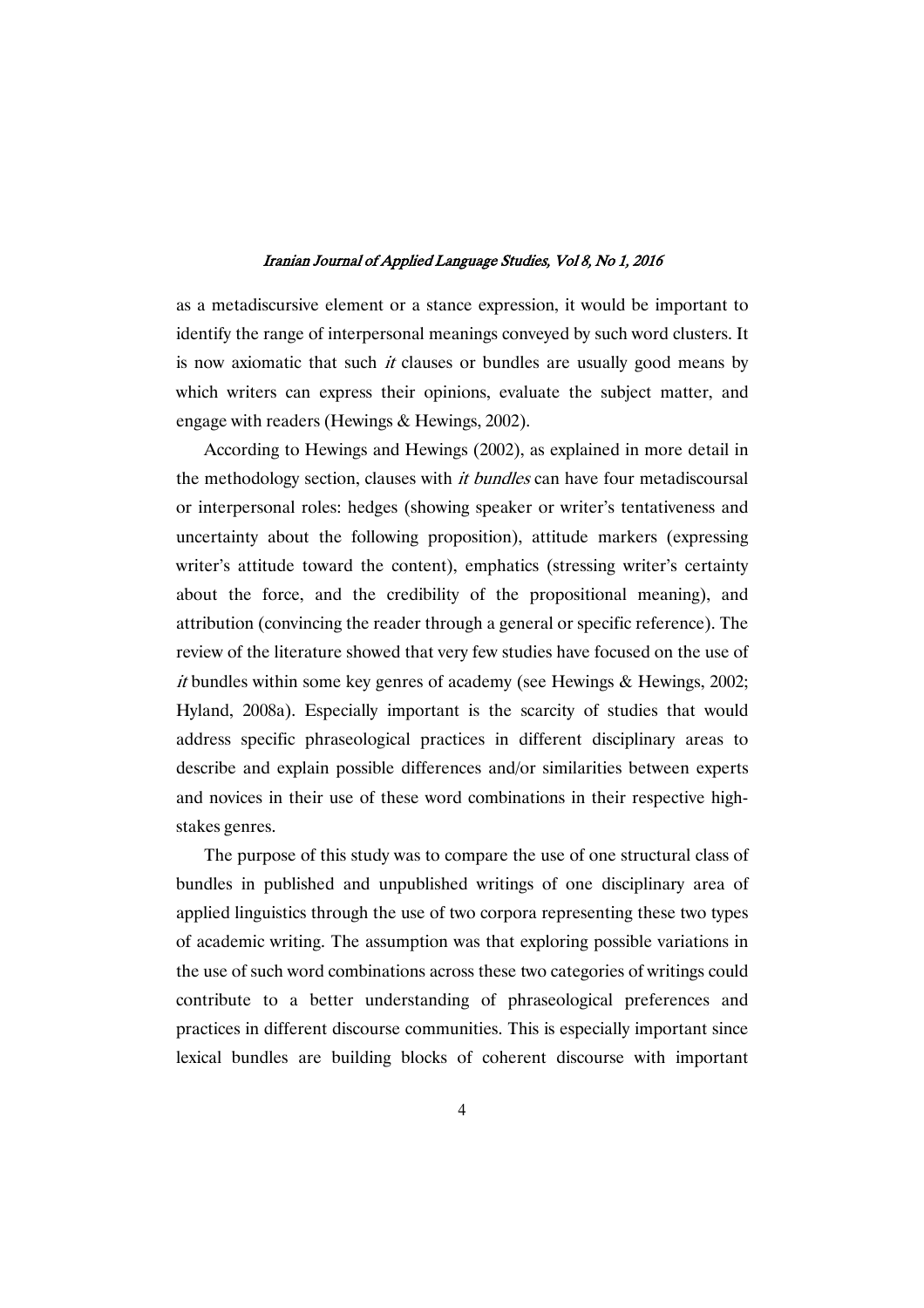as a metadiscursive element or a stance expression, it would be important to identify the range of interpersonal meanings conveyed by such word clusters. It is now axiomatic that such *it* clauses or bundles are usually good means by which writers can express their opinions, evaluate the subject matter, and engage with readers (Hewings & Hewings, 2002).

According to Hewings and Hewings (2002), as explained in more detail in the methodology section, clauses with *it bundles* can have four metadiscoursal or interpersonal roles: hedges (showing speaker or writer's tentativeness and uncertainty about the following proposition), attitude markers (expressing writer's attitude toward the content), emphatics (stressing writer's certainty about the force, and the credibility of the propositional meaning), and attribution (convincing the reader through a general or specific reference). The review of the literature showed that very few studies have focused on the use of *it* bundles within some key genres of academy (see Hewings & Hewings, 2002; Hyland, 2008a). Especially important is the scarcity of studies that would address specific phraseological practices in different disciplinary areas to describe and explain possible differences and/or similarities between experts and novices in their use of these word combinations in their respective high-stakes genres.

The purpose of this study was to compare the use of one structural class of bundles in published and unpublished writings of one disciplinary area of applied linguistics through the use of two corpora representing these two types of academic writing. The assumption was that exploring possible variations in the use of such word combinations across these two categories of writings could contribute to a better understanding of phraseological preferences and practices in different discourse communities. This is especially important since lexical bundles are building blocks of coherent discourse with important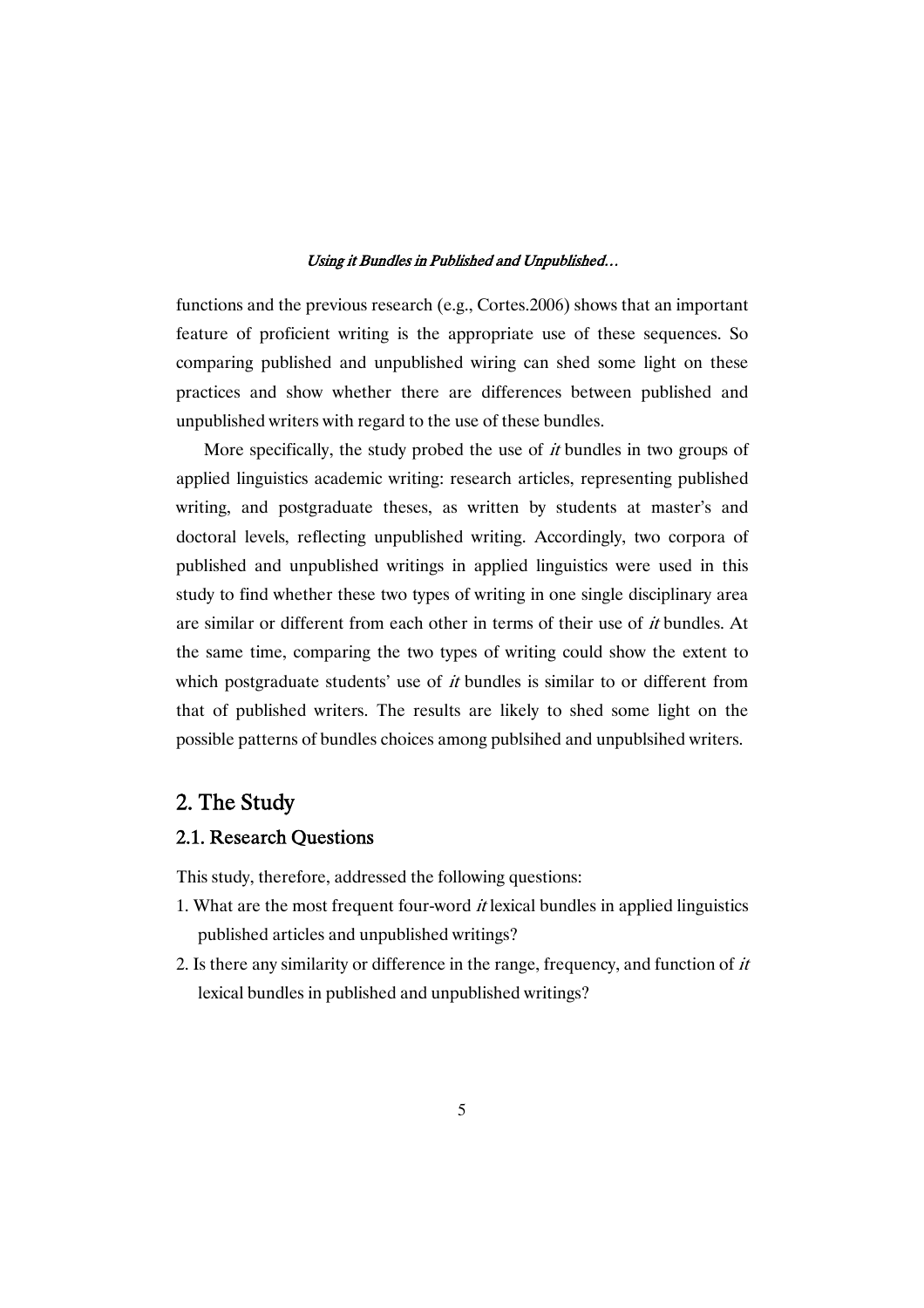functions and the previous research (e.g., Cortes.2006) shows that an important feature of proficient writing is the appropriate use of these sequences. So comparing published and unpublished wiring can shed some light on these practices and show whether there are differences between published and unpublished writers with regard to the use of these bundles.

More specifically, the study probed the use of *it* bundles in two groups of applied linguistics academic writing: research articles, representing published writing, and postgraduate theses, as written by students at master's and doctoral levels, reflecting unpublished writing. Accordingly, two corpora of published and unpublished writings in applied linguistics were used in this study to find whether these two types of writing in one single disciplinary area are similar or different from each other in terms of their use of *it* bundles. At the same time, comparing the two types of writing could show the extent to which postgraduate students' use of *it* bundles is similar to or different from that of published writers. The results are likely to shed some light on the possible patterns of bundles choices among publsihed and unpublsihed writers.

## 2. The Study

### 2.1. Research Questions

This study, therefore, addressed the following questions:

1. What are the most frequent four-word *it* lexical bundles in applied linguistics published articles and unpublished writings?
2. Is there any similarity or difference in the range, frequency, and function of *it* lexical bundles in published and unpublished writings?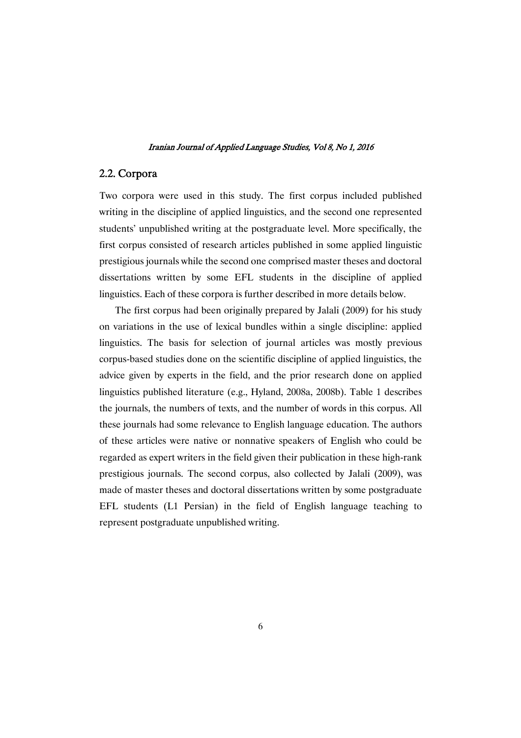## 2.2. Corpora

Two corpora were used in this study. The first corpus included published writing in the discipline of applied linguistics, and the second one represented students' unpublished writing at the postgraduate level. More specifically, the first corpus consisted of research articles published in some applied linguistic prestigious journals while the second one comprised master theses and doctoral dissertations written by some EFL students in the discipline of applied linguistics. Each of these corpora is further described in more details below.

The first corpus had been originally prepared by Jalali (2009) for his study on variations in the use of lexical bundles within a single discipline: applied linguistics. The basis for selection of journal articles was mostly previous corpus-based studies done on the scientific discipline of applied linguistics, the advice given by experts in the field, and the prior research done on applied linguistics published literature (e.g., Hyland, 2008a, 2008b). Table 1 describes the journals, the numbers of texts, and the number of words in this corpus. All these journals had some relevance to English language education. The authors of these articles were native or nonnative speakers of English who could be regarded as expert writers in the field given their publication in these high-rank prestigious journals. The second corpus, also collected by Jalali (2009), was made of master theses and doctoral dissertations written by some postgraduate EFL students (L1 Persian) in the field of English language teaching to represent postgraduate unpublished writing.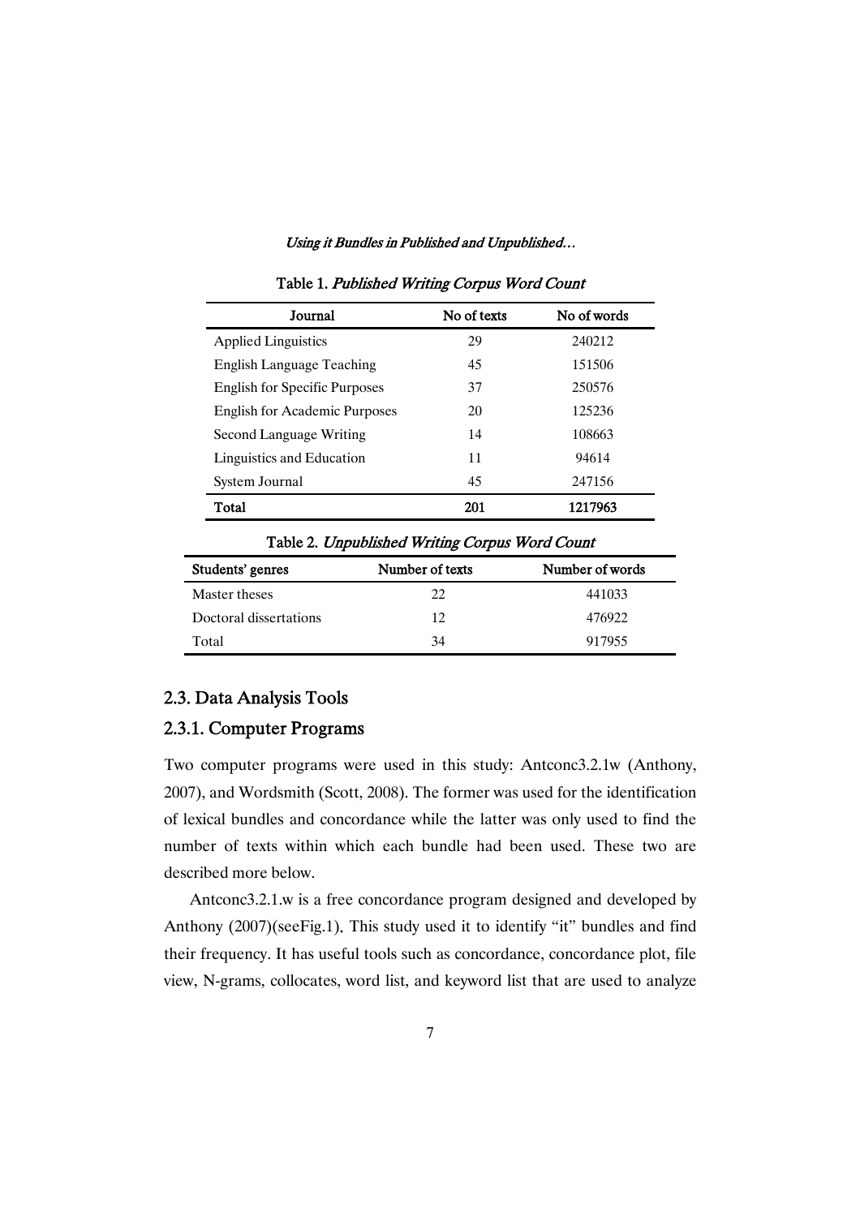Table 1. *Published Writing Corpus Word Count*

| Journal | No of texts | No of words |
|---|---|---|
| Applied Linguistics | 29 | 240212 |
| English Language Teaching | 45 | 151506 |
| English for Specific Purposes | 37 | 250576 |
| English for Academic Purposes | 20 | 125236 |
| Second Language Writing | 14 | 108663 |
| Linguistics and Education | 11 | 94614 |
| System Journal | 45 | 247156 |
| **Total** | **201** | **1217963** |

Table 2. *Unpublished Writing Corpus Word Count*

| Students' genres | Number of texts | Number of words |
|---|---|---|
| Master theses | 22 | 441033 |
| Doctoral dissertations | 12 | 476922 |
| Total | 34 | 917955 |

## 2.3. Data Analysis Tools

### 2.3.1. Computer Programs

Two computer programs were used in this study: Antconc3.2.1w (Anthony, 2007), and Wordsmith (Scott, 2008). The former was used for the identification of lexical bundles and concordance while the latter was only used to find the number of texts within which each bundle had been used. These two are described more below.

Antconc3.2.1.w is a free concordance program designed and developed by Anthony (2007)(seeFig.1). This study used it to identify "it" bundles and find their frequency. It has useful tools such as concordance, concordance plot, file view, N-grams, collocates, word list, and keyword list that are used to analyze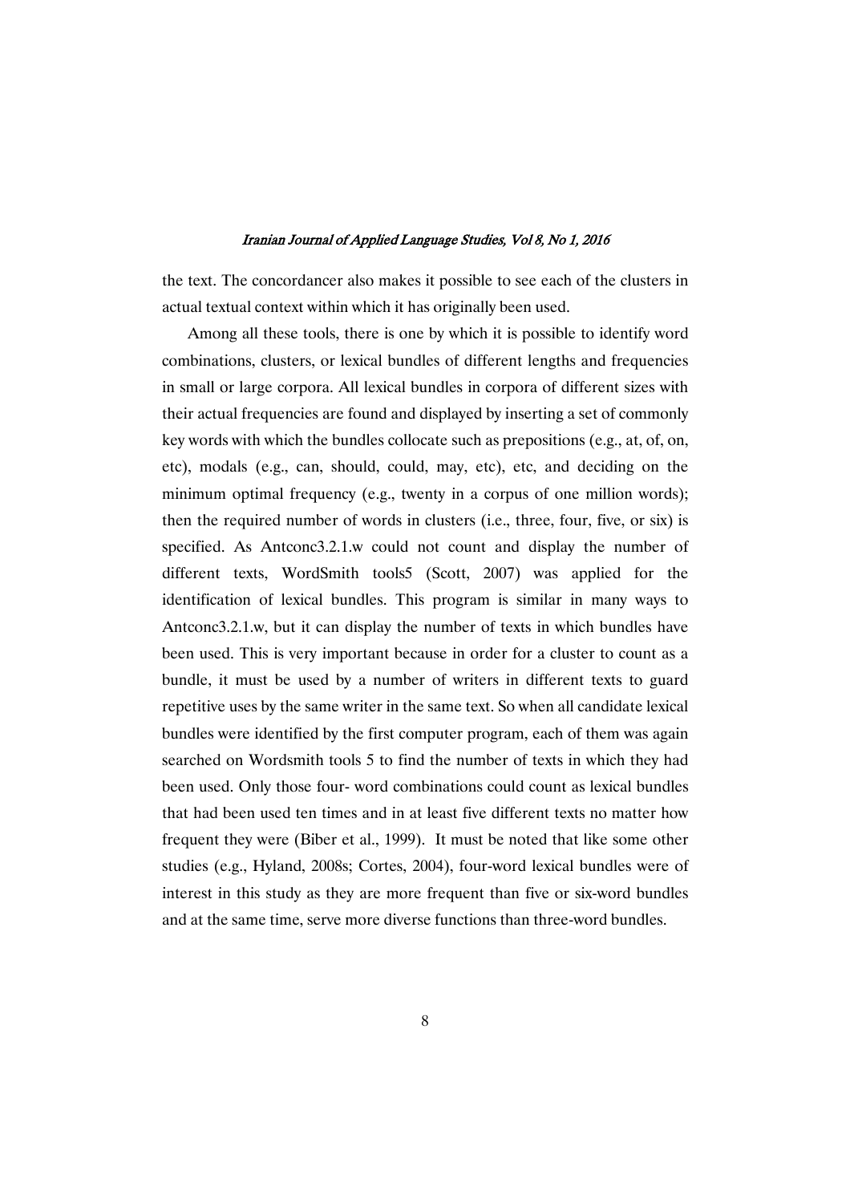the text. The concordancer also makes it possible to see each of the clusters in actual textual context within which it has originally been used.

Among all these tools, there is one by which it is possible to identify word combinations, clusters, or lexical bundles of different lengths and frequencies in small or large corpora. All lexical bundles in corpora of different sizes with their actual frequencies are found and displayed by inserting a set of commonly key words with which the bundles collocate such as prepositions (e.g., at, of, on, etc), modals (e.g., can, should, could, may, etc), etc, and deciding on the minimum optimal frequency (e.g., twenty in a corpus of one million words); then the required number of words in clusters (i.e., three, four, five, or six) is specified. As Antconc3.2.1.w could not count and display the number of different texts, WordSmith tools5 (Scott, 2007) was applied for the identification of lexical bundles. This program is similar in many ways to Antconc3.2.1.w, but it can display the number of texts in which bundles have been used. This is very important because in order for a cluster to count as a bundle, it must be used by a number of writers in different texts to guard repetitive uses by the same writer in the same text. So when all candidate lexical bundles were identified by the first computer program, each of them was again searched on Wordsmith tools 5 to find the number of texts in which they had been used. Only those four- word combinations could count as lexical bundles that had been used ten times and in at least five different texts no matter how frequent they were (Biber et al., 1999). It must be noted that like some other studies (e.g., Hyland, 2008s; Cortes, 2004), four-word lexical bundles were of interest in this study as they are more frequent than five or six-word bundles and at the same time, serve more diverse functions than three-word bundles.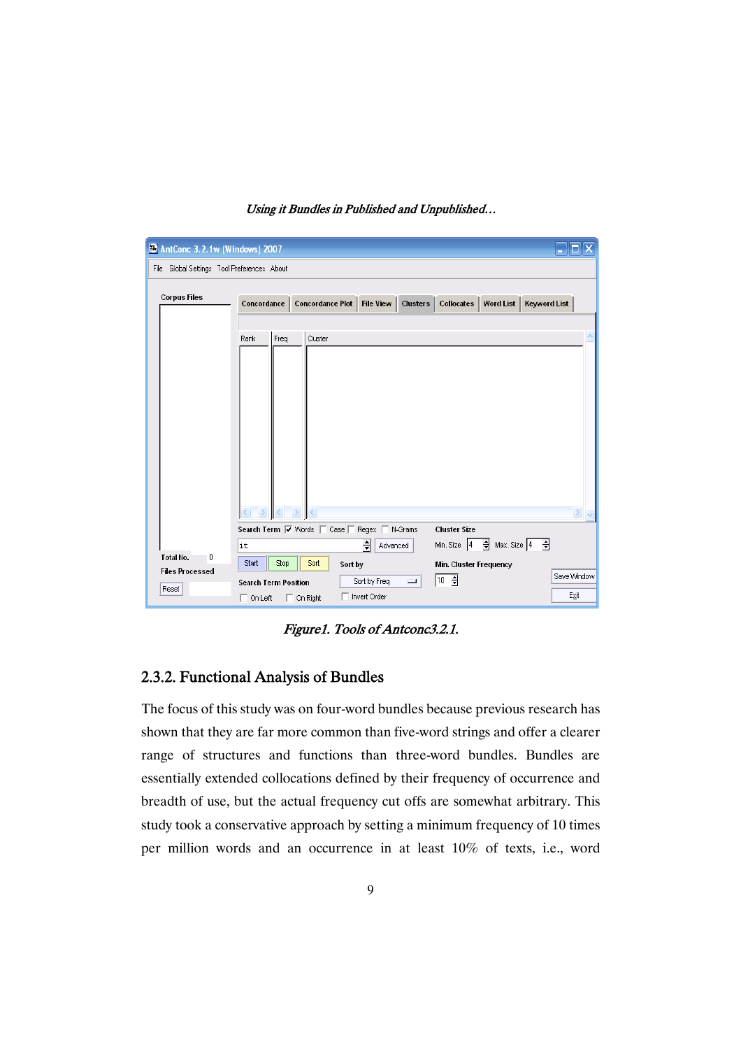*Figure1. Tools of Antconc3.2.1.*

### 2.3.2. Functional Analysis of Bundles

The focus of this study was on four-word bundles because previous research has shown that they are far more common than five-word strings and offer a clearer range of structures and functions than three-word bundles. Bundles are essentially extended collocations defined by their frequency of occurrence and breadth of use, but the actual frequency cut offs are somewhat arbitrary. This study took a conservative approach by setting a minimum frequency of 10 times per million words and an occurrence in at least 10% of texts, i.e., word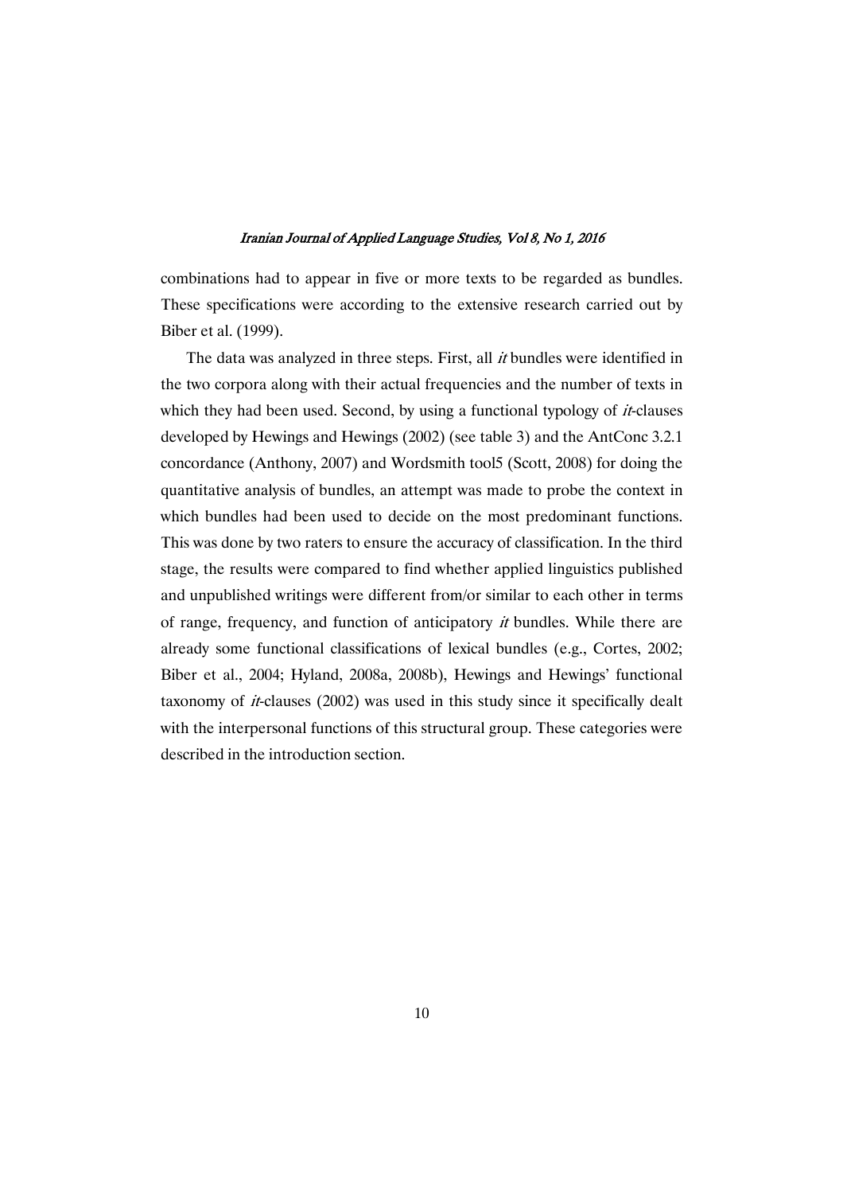combinations had to appear in five or more texts to be regarded as bundles. These specifications were according to the extensive research carried out by Biber et al. (1999).

The data was analyzed in three steps. First, all *it* bundles were identified in the two corpora along with their actual frequencies and the number of texts in which they had been used. Second, by using a functional typology of *it*-clauses developed by Hewings and Hewings (2002) (see table 3) and the AntConc 3.2.1 concordance (Anthony, 2007) and Wordsmith tool5 (Scott, 2008) for doing the quantitative analysis of bundles, an attempt was made to probe the context in which bundles had been used to decide on the most predominant functions. This was done by two raters to ensure the accuracy of classification. In the third stage, the results were compared to find whether applied linguistics published and unpublished writings were different from/or similar to each other in terms of range, frequency, and function of anticipatory *it* bundles. While there are already some functional classifications of lexical bundles (e.g., Cortes, 2002; Biber et al., 2004; Hyland, 2008a, 2008b), Hewings and Hewings' functional taxonomy of *it*-clauses (2002) was used in this study since it specifically dealt with the interpersonal functions of this structural group. These categories were described in the introduction section.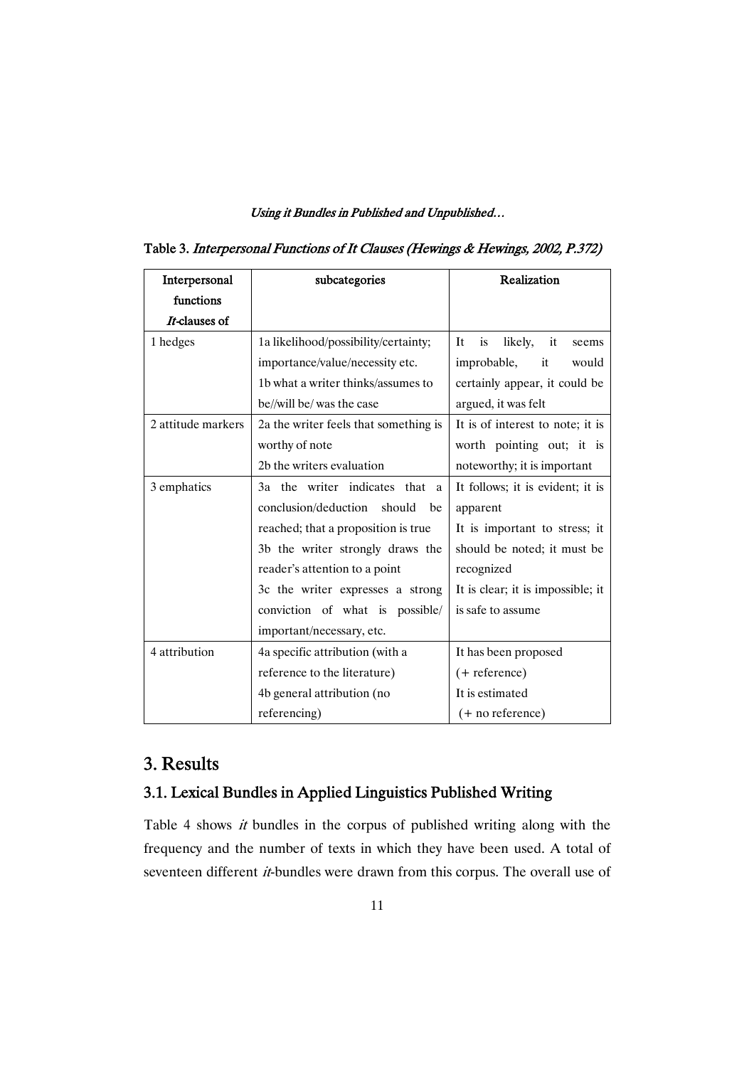Table 3. *Interpersonal Functions of It Clauses (Hewings & Hewings, 2002, P.372)*

| Interpersonal functions *It*-clauses of | subcategories | Realization |
|---|---|---|
| 1 hedges | 1a likelihood/possibility/certainty; importance/value/necessity etc.<br>1b what a writer thinks/assumes to be//will be/ was the case | It is likely, it seems improbable, it would certainly appear, it could be argued, it was felt |
| 2 attitude markers | 2a the writer feels that something is worthy of note<br>2b the writers evaluation | It is of interest to note; it is worth pointing out; it is noteworthy; it is important |
| 3 emphatics | 3a the writer indicates that a conclusion/deduction should be reached; that a proposition is true<br>3b the writer strongly draws the reader's attention to a point<br>3c the writer expresses a strong conviction of what is possible/ important/necessary, etc. | It follows; it is evident; it is apparent<br>It is important to stress; it should be noted; it must be recognized<br>It is clear; it is impossible; it is safe to assume |
| 4 attribution | 4a specific attribution (with a reference to the literature)<br>4b general attribution (no referencing) | It has been proposed (+ reference)<br>It is estimated (+ no reference) |

## 3. Results

### 3.1. Lexical Bundles in Applied Linguistics Published Writing

Table 4 shows *it* bundles in the corpus of published writing along with the frequency and the number of texts in which they have been used. A total of seventeen different *it*-bundles were drawn from this corpus. The overall use of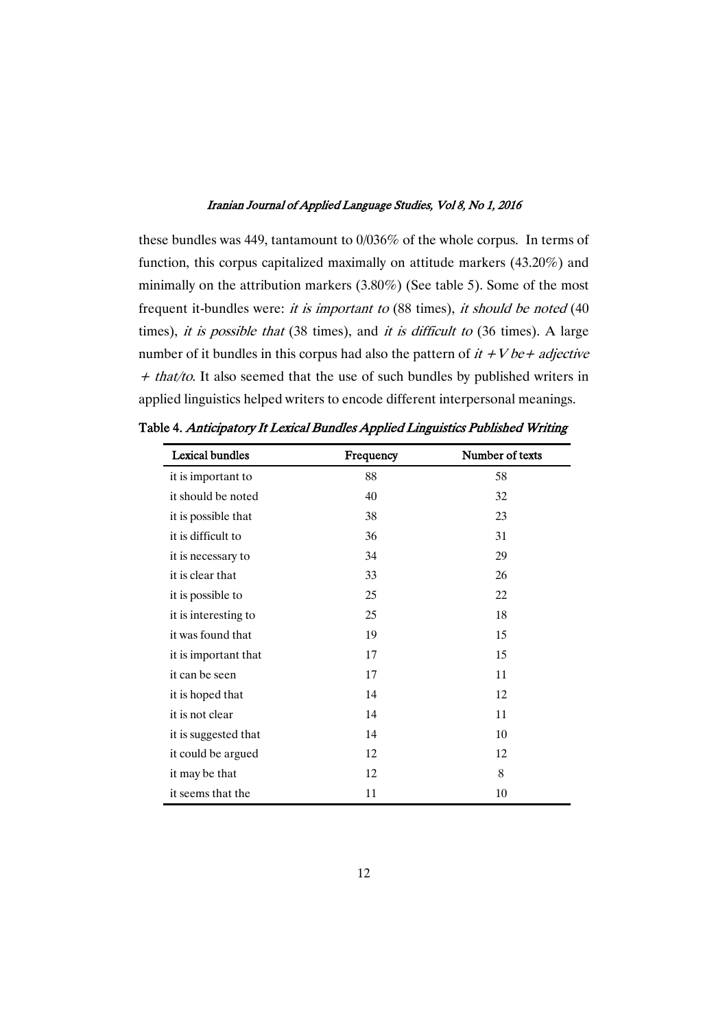these bundles was 449, tantamount to 0/036% of the whole corpus. In terms of function, this corpus capitalized maximally on attitude markers (43.20%) and minimally on the attribution markers (3.80%) (See table 5). Some of the most frequent it-bundles were: *it is important to* (88 times), *it should be noted* (40 times), *it is possible that* (38 times), and *it is difficult to* (36 times). A large number of it bundles in this corpus had also the pattern of *it + V be + adjective + that/to*. It also seemed that the use of such bundles by published writers in applied linguistics helped writers to encode different interpersonal meanings.

**Table 4.** *Anticipatory It Lexical Bundles Applied Linguistics Published Writing*

| Lexical bundles | Frequency | Number of texts |
|---|---|---|
| it is important to | 88 | 58 |
| it should be noted | 40 | 32 |
| it is possible that | 38 | 23 |
| it is difficult to | 36 | 31 |
| it is necessary to | 34 | 29 |
| it is clear that | 33 | 26 |
| it is possible to | 25 | 22 |
| it is interesting to | 25 | 18 |
| it was found that | 19 | 15 |
| it is important that | 17 | 15 |
| it can be seen | 17 | 11 |
| it is hoped that | 14 | 12 |
| it is not clear | 14 | 11 |
| it is suggested that | 14 | 10 |
| it could be argued | 12 | 12 |
| it may be that | 12 | 8 |
| it seems that the | 11 | 10 |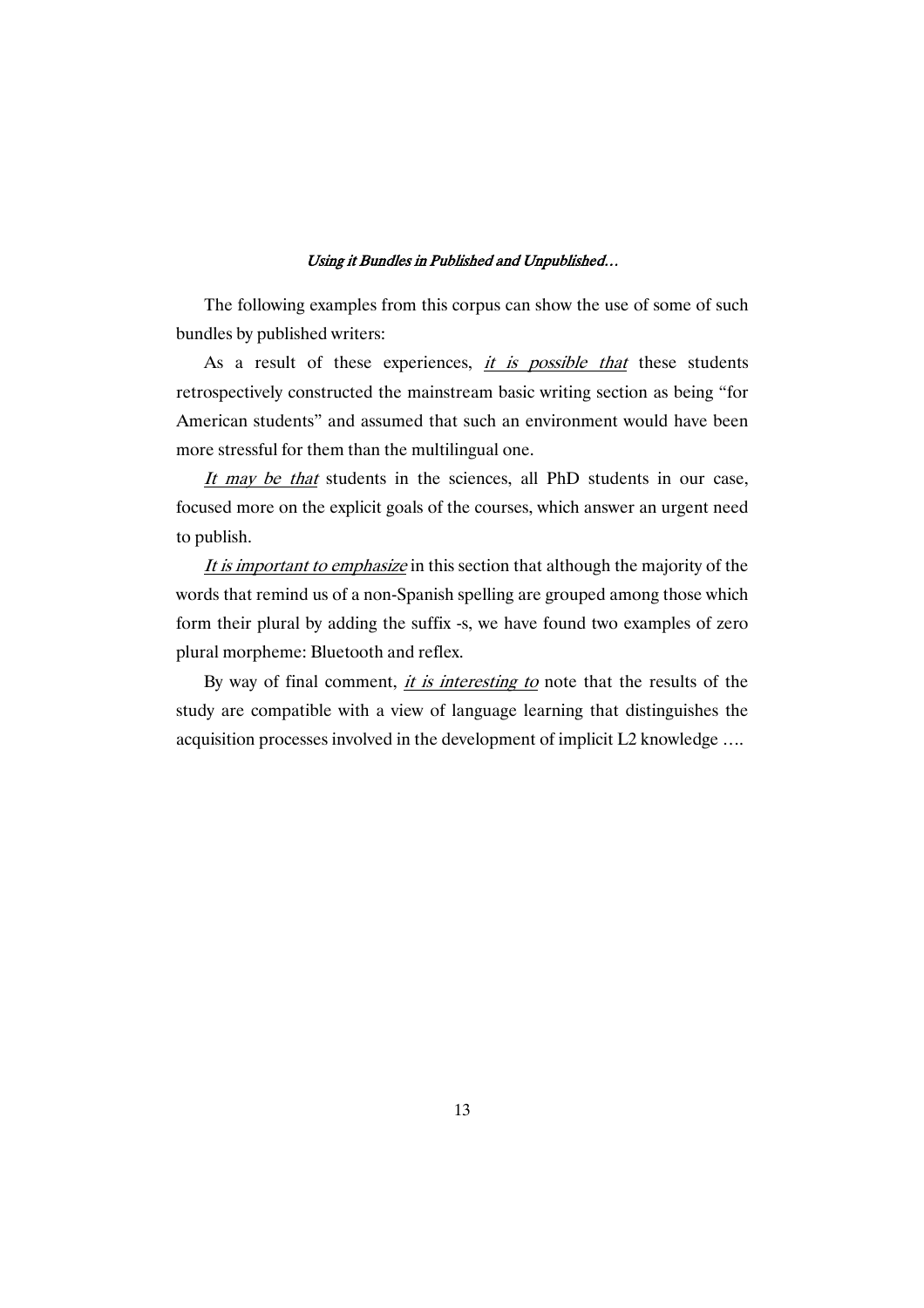The following examples from this corpus can show the use of some of such bundles by published writers:

As a result of these experiences, *it is possible that* these students retrospectively constructed the mainstream basic writing section as being "for American students" and assumed that such an environment would have been more stressful for them than the multilingual one.

*It may be that* students in the sciences, all PhD students in our case, focused more on the explicit goals of the courses, which answer an urgent need to publish.

*It is important to emphasize* in this section that although the majority of the words that remind us of a non-Spanish spelling are grouped among those which form their plural by adding the suffix -s, we have found two examples of zero plural morpheme: Bluetooth and reflex.

By way of final comment, *it is interesting to* note that the results of the study are compatible with a view of language learning that distinguishes the acquisition processes involved in the development of implicit L2 knowledge ….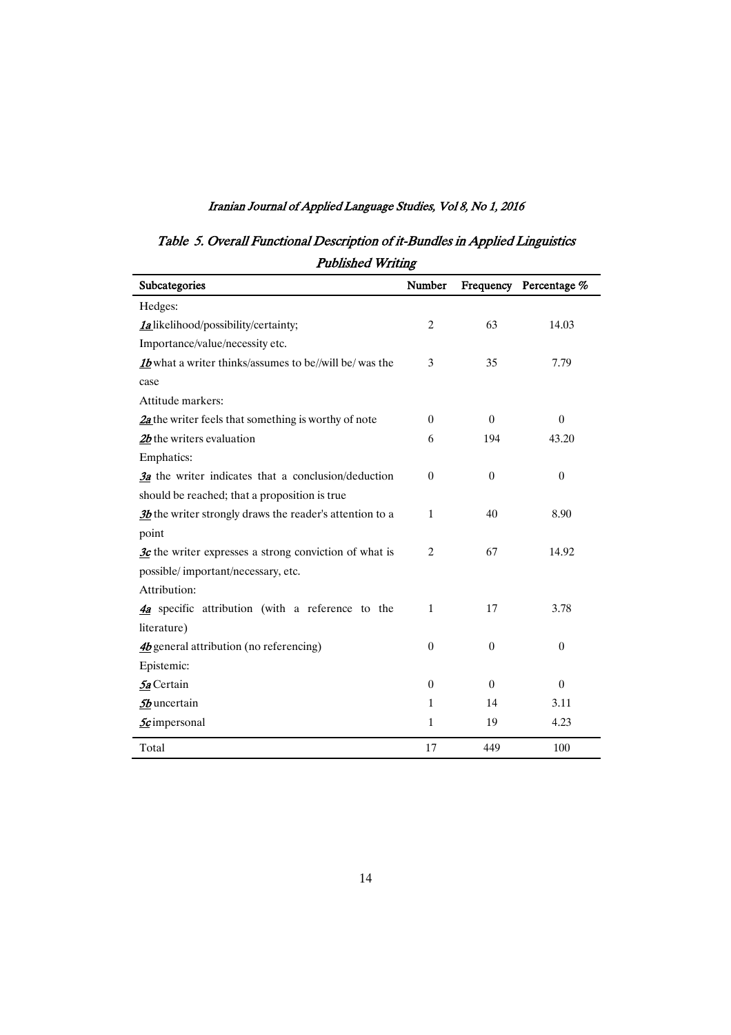*Table 5. Overall Functional Description of it-Bundles in Applied Linguistics Published Writing*

| Subcategories | Number | Frequency | Percentage % |
|---|---|---|---|
| Hedges: | | | |
| ***1a*** likelihood/possibility/certainty; Importance/value/necessity etc. | 2 | 63 | 14.03 |
| ***1b*** what a writer thinks/assumes to be//will be/ was the case | 3 | 35 | 7.79 |
| Attitude markers: | | | |
| ***2a*** the writer feels that something is worthy of note | 0 | 0 | 0 |
| ***2b*** the writers evaluation | 6 | 194 | 43.20 |
| Emphatics: | | | |
| ***3a*** the writer indicates that a conclusion/deduction should be reached; that a proposition is true | 0 | 0 | 0 |
| ***3b*** the writer strongly draws the reader's attention to a point | 1 | 40 | 8.90 |
| ***3c*** the writer expresses a strong conviction of what is possible/ important/necessary, etc. | 2 | 67 | 14.92 |
| Attribution: | | | |
| ***4a*** specific attribution (with a reference to the literature) | 1 | 17 | 3.78 |
| ***4b*** general attribution (no referencing) | 0 | 0 | 0 |
| Epistemic: | | | |
| ***5a*** Certain | 0 | 0 | 0 |
| ***5b*** uncertain | 1 | 14 | 3.11 |
| ***5c*** impersonal | 1 | 19 | 4.23 |
| Total | 17 | 449 | 100 |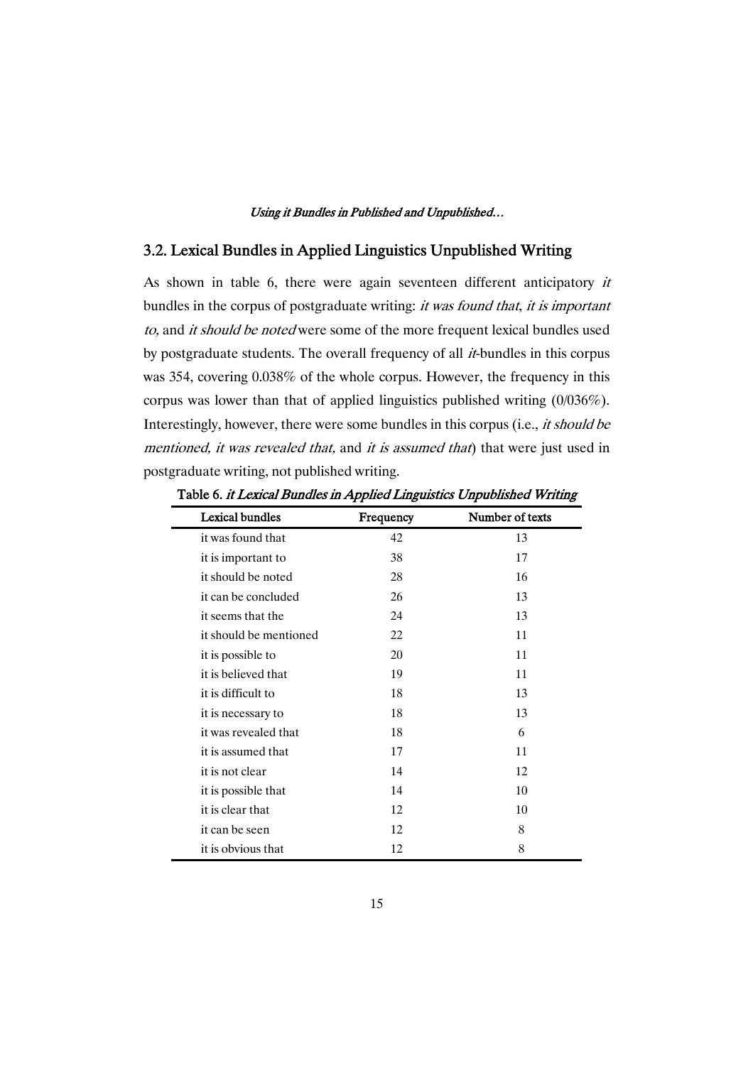## 3.2. Lexical Bundles in Applied Linguistics Unpublished Writing

As shown in table 6, there were again seventeen different anticipatory *it* bundles in the corpus of postgraduate writing: *it was found that*, *it is important to,* and *it should be noted* were some of the more frequent lexical bundles used by postgraduate students. The overall frequency of all *it*-bundles in this corpus was 354, covering 0.038% of the whole corpus. However, the frequency in this corpus was lower than that of applied linguistics published writing (0/036%). Interestingly, however, there were some bundles in this corpus (i.e., *it should be mentioned, it was revealed that,* and *it is assumed that*) that were just used in postgraduate writing, not published writing.

Table 6. *it Lexical Bundles in Applied Linguistics Unpublished Writing*

| Lexical bundles | Frequency | Number of texts |
|---|---|---|
| it was found that | 42 | 13 |
| it is important to | 38 | 17 |
| it should be noted | 28 | 16 |
| it can be concluded | 26 | 13 |
| it seems that the | 24 | 13 |
| it should be mentioned | 22 | 11 |
| it is possible to | 20 | 11 |
| it is believed that | 19 | 11 |
| it is difficult to | 18 | 13 |
| it is necessary to | 18 | 13 |
| it was revealed that | 18 | 6 |
| it is assumed that | 17 | 11 |
| it is not clear | 14 | 12 |
| it is possible that | 14 | 10 |
| it is clear that | 12 | 10 |
| it can be seen | 12 | 8 |
| it is obvious that | 12 | 8 |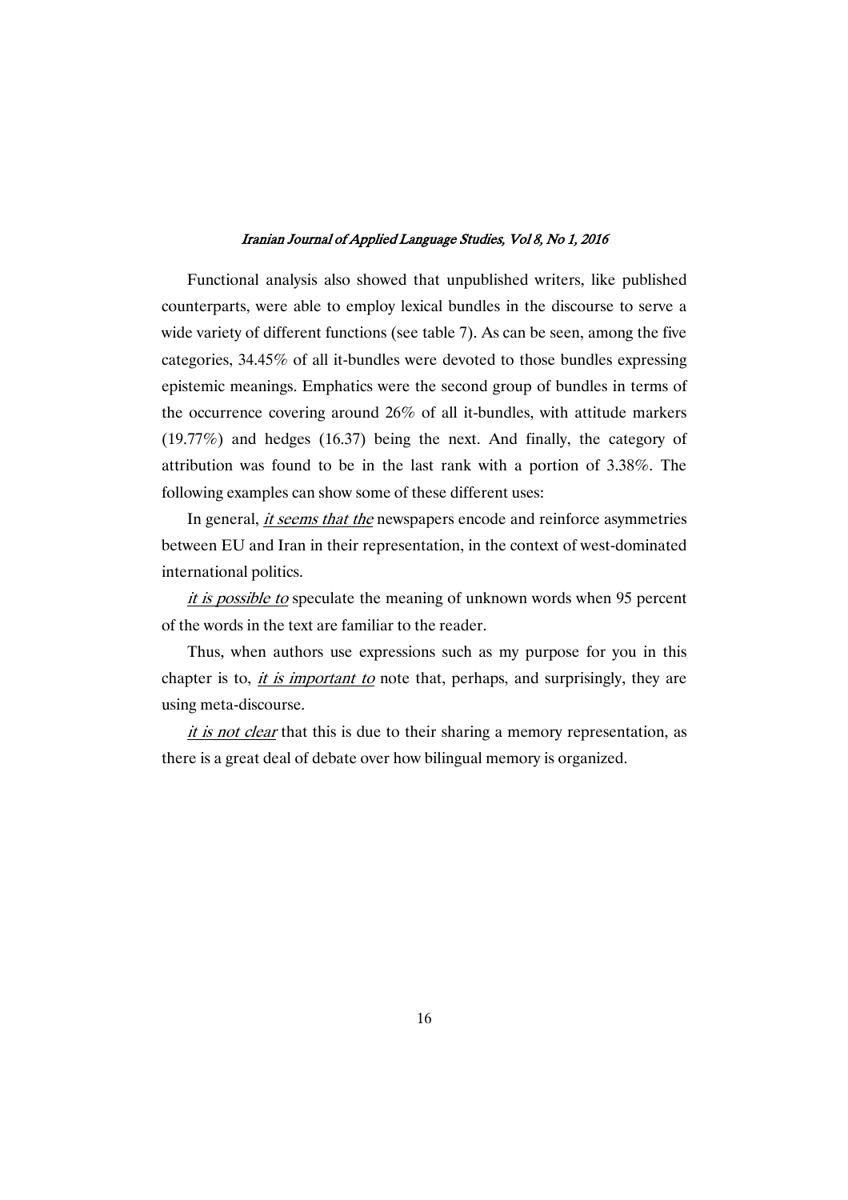Functional analysis also showed that unpublished writers, like published counterparts, were able to employ lexical bundles in the discourse to serve a wide variety of different functions (see table 7). As can be seen, among the five categories, 34.45% of all it-bundles were devoted to those bundles expressing epistemic meanings. Emphatics were the second group of bundles in terms of the occurrence covering around 26% of all it-bundles, with attitude markers (19.77%) and hedges (16.37) being the next. And finally, the category of attribution was found to be in the last rank with a portion of 3.38%. The following examples can show some of these different uses:

In general, *it seems that the* newspapers encode and reinforce asymmetries between EU and Iran in their representation, in the context of west-dominated international politics.

*it is possible to* speculate the meaning of unknown words when 95 percent of the words in the text are familiar to the reader.

Thus, when authors use expressions such as my purpose for you in this chapter is to, *it is important to* note that, perhaps, and surprisingly, they are using meta-discourse.

*it is not clear* that this is due to their sharing a memory representation, as there is a great deal of debate over how bilingual memory is organized.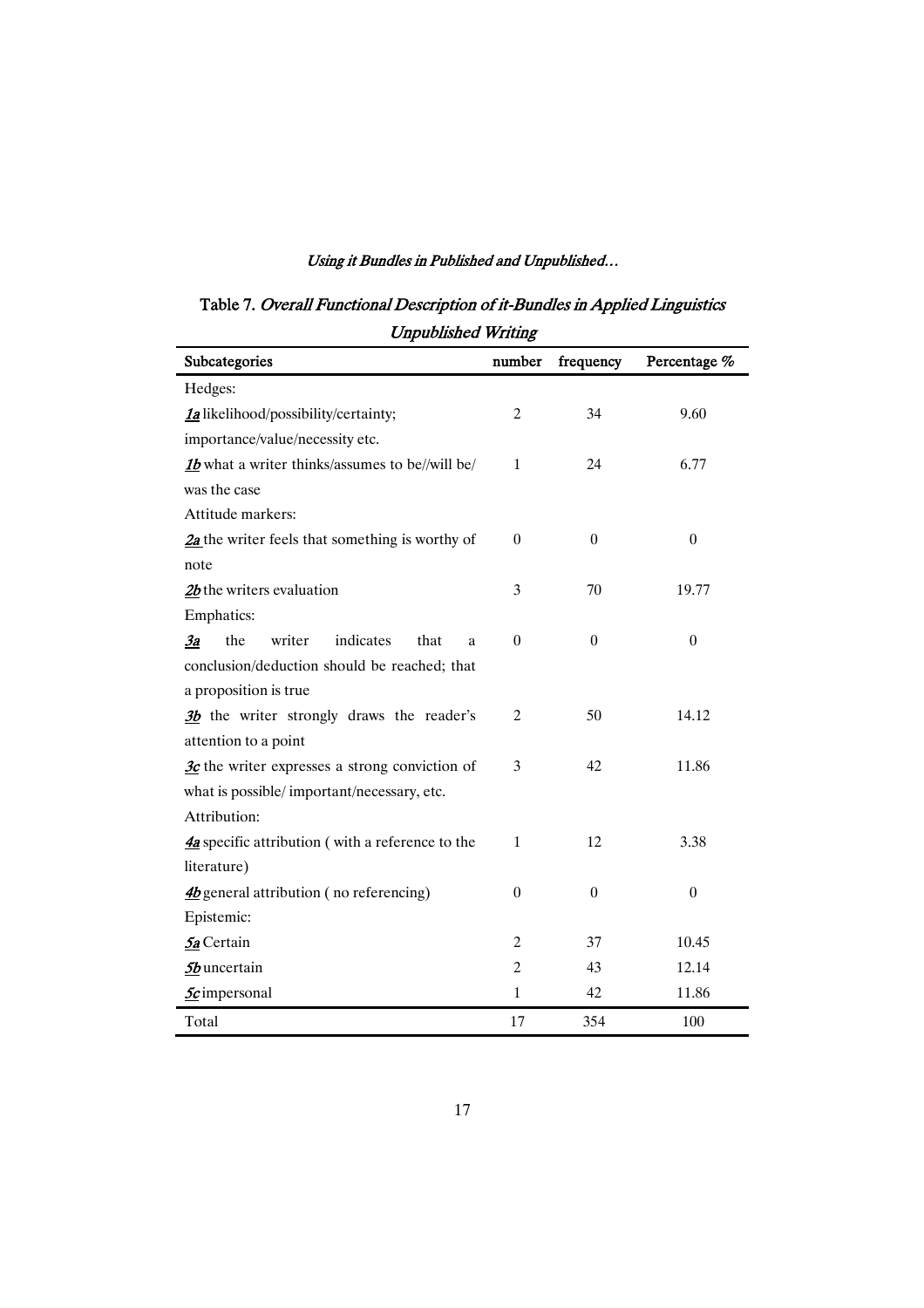Table 7. *Overall Functional Description of it-Bundles in Applied Linguistics Unpublished Writing*

| Subcategories | number | frequency | Percentage % |
|---|---|---|---|
| Hedges: | | | |
| ***1a*** likelihood/possibility/certainty; importance/value/necessity etc. | 2 | 34 | 9.60 |
| ***1b*** what a writer thinks/assumes to be//will be/ was the case | 1 | 24 | 6.77 |
| Attitude markers: | | | |
| ***2a*** the writer feels that something is worthy of note | 0 | 0 | 0 |
| ***2b*** the writers evaluation | 3 | 70 | 19.77 |
| Emphatics: | | | |
| ***3a*** the writer indicates that a conclusion/deduction should be reached; that a proposition is true | 0 | 0 | 0 |
| ***3b*** the writer strongly draws the reader's attention to a point | 2 | 50 | 14.12 |
| ***3c*** the writer expresses a strong conviction of what is possible/ important/necessary, etc. | 3 | 42 | 11.86 |
| Attribution: | | | |
| ***4a*** specific attribution ( with a reference to the literature) | 1 | 12 | 3.38 |
| ***4b*** general attribution ( no referencing) | 0 | 0 | 0 |
| Epistemic: | | | |
| ***5a*** Certain | 2 | 37 | 10.45 |
| ***5b*** uncertain | 2 | 43 | 12.14 |
| ***5c*** impersonal | 1 | 42 | 11.86 |
| Total | 17 | 354 | 100 |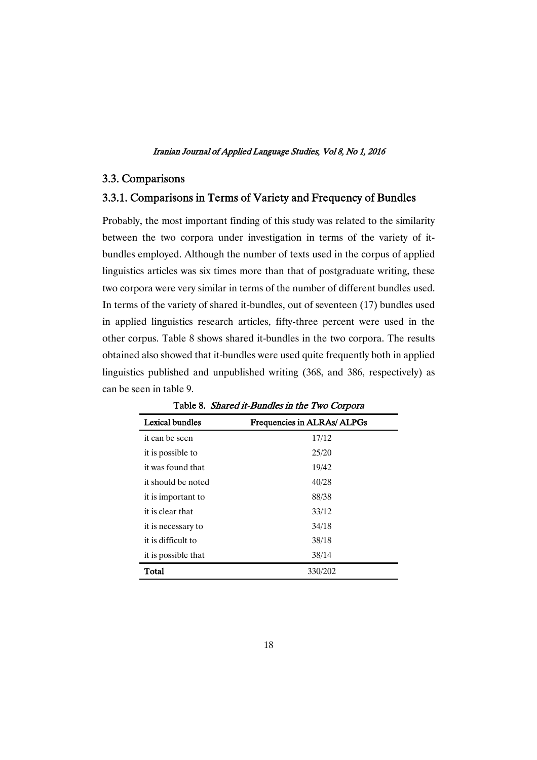## 3.3. Comparisons

### 3.3.1. Comparisons in Terms of Variety and Frequency of Bundles

Probably, the most important finding of this study was related to the similarity between the two corpora under investigation in terms of the variety of it-bundles employed. Although the number of texts used in the corpus of applied linguistics articles was six times more than that of postgraduate writing, these two corpora were very similar in terms of the number of different bundles used. In terms of the variety of shared it-bundles, out of seventeen (17) bundles used in applied linguistics research articles, fifty-three percent were used in the other corpus. Table 8 shows shared it-bundles in the two corpora. The results obtained also showed that it-bundles were used quite frequently both in applied linguistics published and unpublished writing (368, and 386, respectively) as can be seen in table 9.

Table 8. *Shared it-Bundles in the Two Corpora*

| Lexical bundles | Frequencies in ALRAs/ ALPGs |
|---|---|
| it can be seen | 17/12 |
| it is possible to | 25/20 |
| it was found that | 19/42 |
| it should be noted | 40/28 |
| it is important to | 88/38 |
| it is clear that | 33/12 |
| it is necessary to | 34/18 |
| it is difficult to | 38/18 |
| it is possible that | 38/14 |
| **Total** | 330/202 |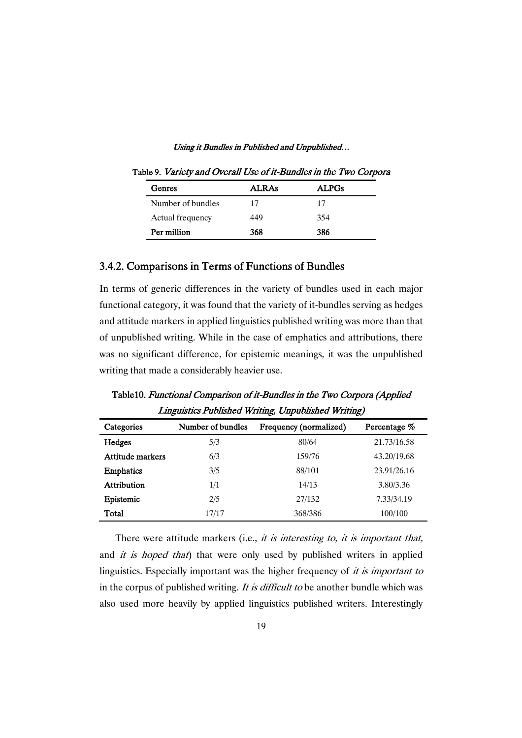Table 9. *Variety and Overall Use of it-Bundles in the Two Corpora*

| Genres | ALRAs | ALPGs |
| --- | --- | --- |
| Number of bundles | 17 | 17 |
| Actual frequency | 449 | 354 |
| **Per million** | **368** | **386** |

### 3.4.2. Comparisons in Terms of Functions of Bundles

In terms of generic differences in the variety of bundles used in each major functional category, it was found that the variety of it-bundles serving as hedges and attitude markers in applied linguistics published writing was more than that of unpublished writing. While in the case of emphatics and attributions, there was no significant difference, for epistemic meanings, it was the unpublished writing that made a considerably heavier use.

Table10. *Functional Comparison of it-Bundles in the Two Corpora (Applied Linguistics Published Writing, Unpublished Writing)*

| Categories | Number of bundles | Frequency (normalized) | Percentage % |
| --- | --- | --- | --- |
| **Hedges** | 5/3 | 80/64 | 21.73/16.58 |
| **Attitude markers** | 6/3 | 159/76 | 43.20/19.68 |
| **Emphatics** | 3/5 | 88/101 | 23.91/26.16 |
| **Attribution** | 1/1 | 14/13 | 3.80/3.36 |
| **Epistemic** | 2/5 | 27/132 | 7.33/34.19 |
| **Total** | 17/17 | 368/386 | 100/100 |

There were attitude markers (i.e., *it is interesting to, it is important that,* and *it is hoped that*) that were only used by published writers in applied linguistics. Especially important was the higher frequency of *it is important to* in the corpus of published writing. *It is difficult to* be another bundle which was also used more heavily by applied linguistics published writers. Interestingly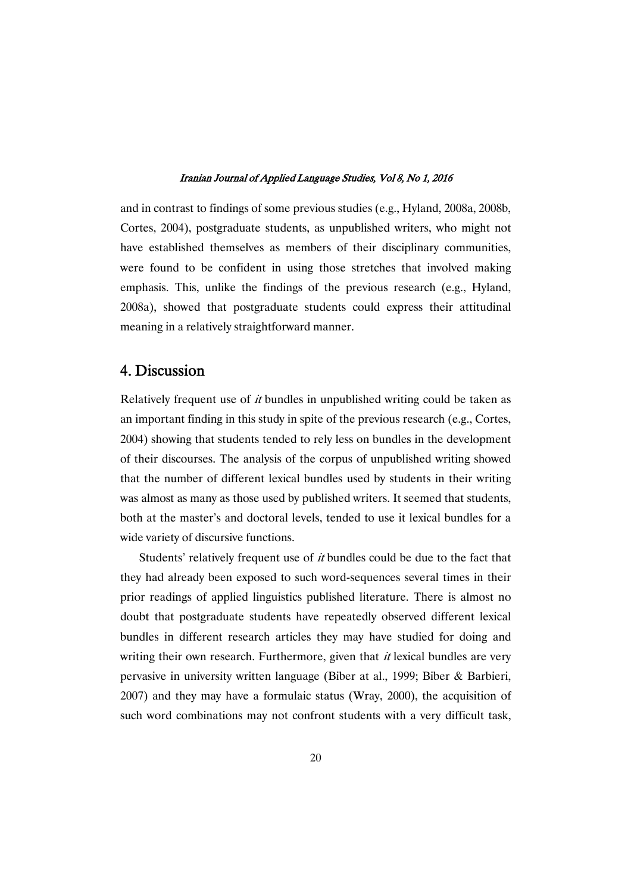and in contrast to findings of some previous studies (e.g., Hyland, 2008a, 2008b, Cortes, 2004), postgraduate students, as unpublished writers, who might not have established themselves as members of their disciplinary communities, were found to be confident in using those stretches that involved making emphasis. This, unlike the findings of the previous research (e.g., Hyland, 2008a), showed that postgraduate students could express their attitudinal meaning in a relatively straightforward manner.

## 4. Discussion

Relatively frequent use of *it* bundles in unpublished writing could be taken as an important finding in this study in spite of the previous research (e.g., Cortes, 2004) showing that students tended to rely less on bundles in the development of their discourses. The analysis of the corpus of unpublished writing showed that the number of different lexical bundles used by students in their writing was almost as many as those used by published writers. It seemed that students, both at the master's and doctoral levels, tended to use it lexical bundles for a wide variety of discursive functions.

Students' relatively frequent use of *it* bundles could be due to the fact that they had already been exposed to such word-sequences several times in their prior readings of applied linguistics published literature. There is almost no doubt that postgraduate students have repeatedly observed different lexical bundles in different research articles they may have studied for doing and writing their own research. Furthermore, given that *it* lexical bundles are very pervasive in university written language (Biber at al., 1999; Biber & Barbieri, 2007) and they may have a formulaic status (Wray, 2000), the acquisition of such word combinations may not confront students with a very difficult task,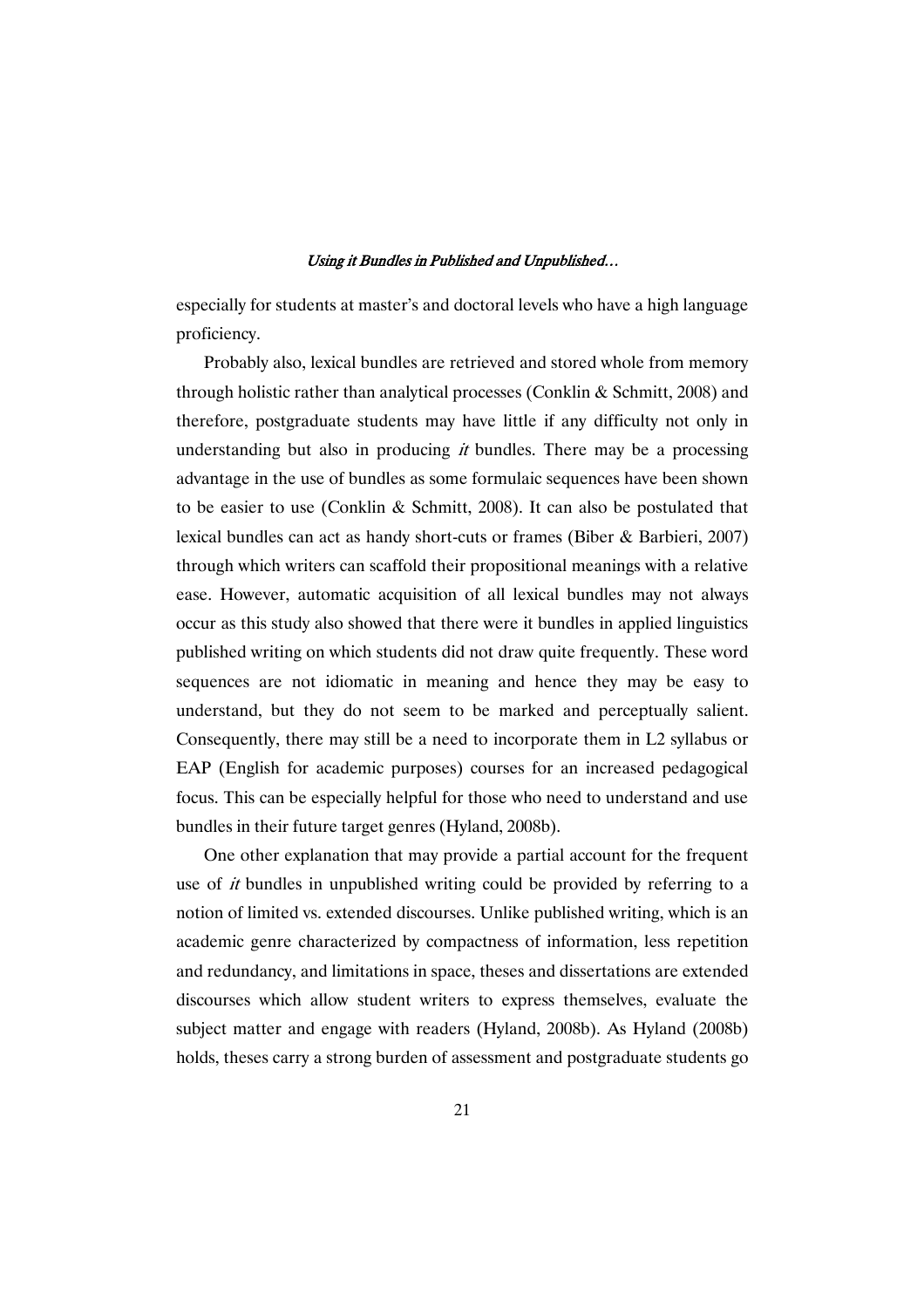especially for students at master's and doctoral levels who have a high language proficiency.

Probably also, lexical bundles are retrieved and stored whole from memory through holistic rather than analytical processes (Conklin & Schmitt, 2008) and therefore, postgraduate students may have little if any difficulty not only in understanding but also in producing *it* bundles. There may be a processing advantage in the use of bundles as some formulaic sequences have been shown to be easier to use (Conklin & Schmitt, 2008). It can also be postulated that lexical bundles can act as handy short-cuts or frames (Biber & Barbieri, 2007) through which writers can scaffold their propositional meanings with a relative ease. However, automatic acquisition of all lexical bundles may not always occur as this study also showed that there were it bundles in applied linguistics published writing on which students did not draw quite frequently. These word sequences are not idiomatic in meaning and hence they may be easy to understand, but they do not seem to be marked and perceptually salient. Consequently, there may still be a need to incorporate them in L2 syllabus or EAP (English for academic purposes) courses for an increased pedagogical focus. This can be especially helpful for those who need to understand and use bundles in their future target genres (Hyland, 2008b).

One other explanation that may provide a partial account for the frequent use of *it* bundles in unpublished writing could be provided by referring to a notion of limited vs. extended discourses. Unlike published writing, which is an academic genre characterized by compactness of information, less repetition and redundancy, and limitations in space, theses and dissertations are extended discourses which allow student writers to express themselves, evaluate the subject matter and engage with readers (Hyland, 2008b). As Hyland (2008b) holds, theses carry a strong burden of assessment and postgraduate students go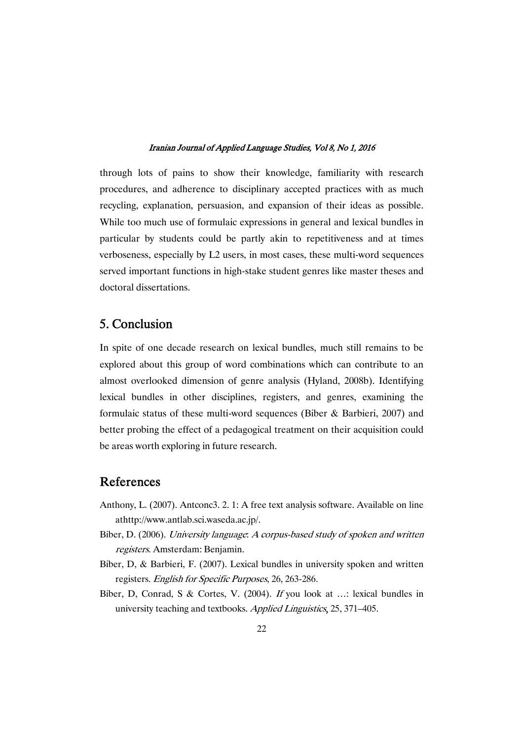through lots of pains to show their knowledge, familiarity with research procedures, and adherence to disciplinary accepted practices with as much recycling, explanation, persuasion, and expansion of their ideas as possible. While too much use of formulaic expressions in general and lexical bundles in particular by students could be partly akin to repetitiveness and at times verboseness, especially by L2 users, in most cases, these multi-word sequences served important functions in high-stake student genres like master theses and doctoral dissertations.

## 5. Conclusion

In spite of one decade research on lexical bundles, much still remains to be explored about this group of word combinations which can contribute to an almost overlooked dimension of genre analysis (Hyland, 2008b). Identifying lexical bundles in other disciplines, registers, and genres, examining the formulaic status of these multi-word sequences (Biber & Barbieri, 2007) and better probing the effect of a pedagogical treatment on their acquisition could be areas worth exploring in future research.

## References

Anthony, L. (2007). Antconc3. 2. 1: A free text analysis software. Available on line athttp://www.antlab.sci.waseda.ac.jp/.

Biber, D. (2006). *University language: A corpus-based study of spoken and written registers*. Amsterdam: Benjamin.

Biber, D, & Barbieri, F. (2007). Lexical bundles in university spoken and written registers. *English for Specific Purposes*, 26, 263-286.

Biber, D, Conrad, S & Cortes, V. (2004). *If* you look at …: lexical bundles in university teaching and textbooks. *Applied Linguistics*, 25, 371–405.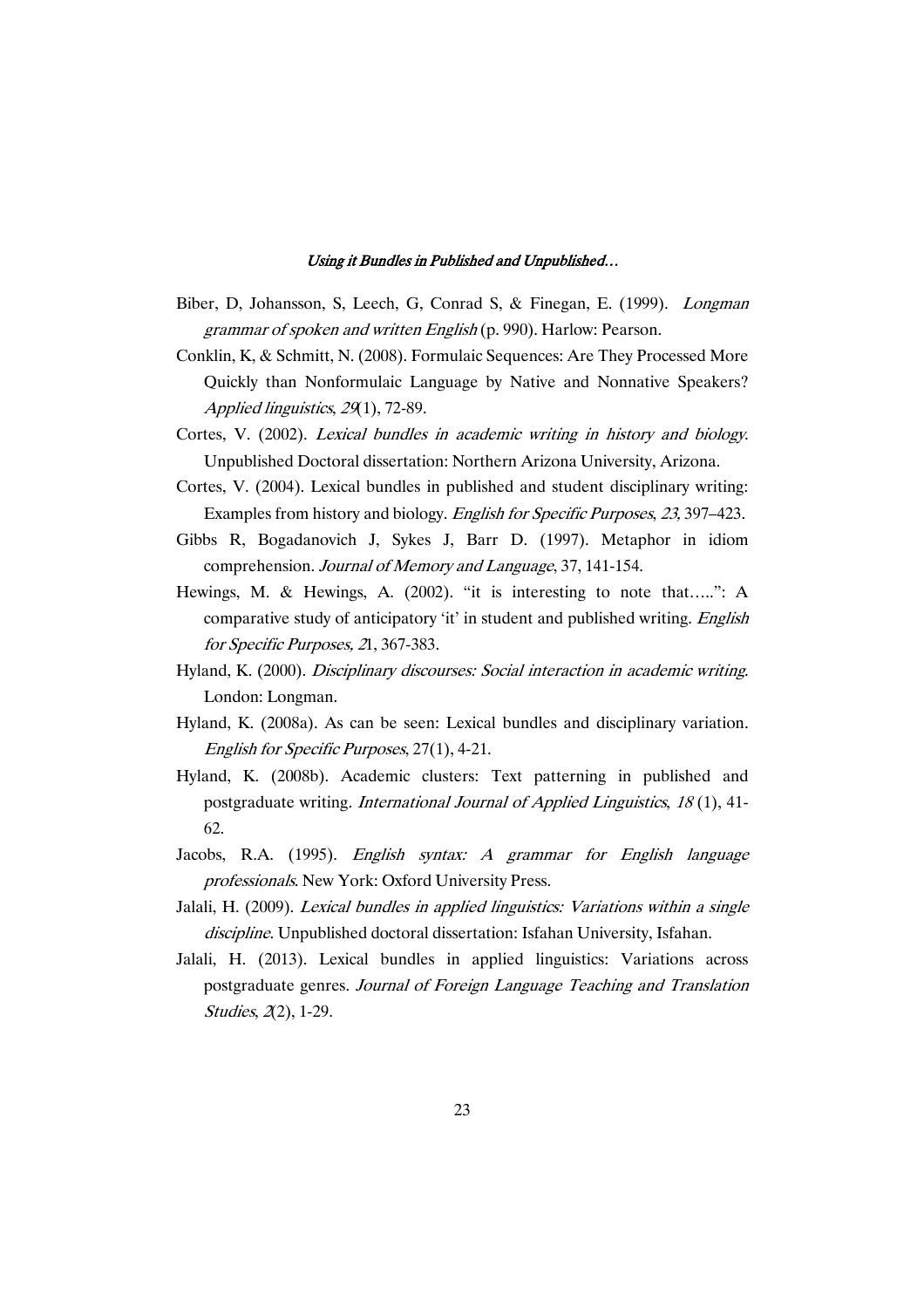Biber, D, Johansson, S, Leech, G, Conrad S, & Finegan, E. (1999). *Longman grammar of spoken and written English* (p. 990). Harlow: Pearson.

Conklin, K, & Schmitt, N. (2008). Formulaic Sequences: Are They Processed More Quickly than Nonformulaic Language by Native and Nonnative Speakers? *Applied linguistics*, *29*(1), 72-89.

Cortes, V. (2002). *Lexical bundles in academic writing in history and biology*. Unpublished Doctoral dissertation: Northern Arizona University, Arizona.

Cortes, V. (2004). Lexical bundles in published and student disciplinary writing: Examples from history and biology. *English for Specific Purposes*, *23,* 397–423.

Gibbs R, Bogadanovich J, Sykes J, Barr D. (1997). Metaphor in idiom comprehension. *Journal of Memory and Language*, 37, 141-154.

Hewings, M. & Hewings, A. (2002). "it is interesting to note that…..": A comparative study of anticipatory 'it' in student and published writing. *English for Specific Purposes, 2*1, 367-383.

Hyland, K. (2000). *Disciplinary discourses: Social interaction in academic writing*. London: Longman.

Hyland, K. (2008a). As can be seen: Lexical bundles and disciplinary variation. *English for Specific Purposes*, 27(1), 4-21.

Hyland, K. (2008b). Academic clusters: Text patterning in published and postgraduate writing. *International Journal of Applied Linguistics*, *18* (1), 41-62.

Jacobs, R.A. (1995). *English syntax: A grammar for English language professionals*. New York: Oxford University Press.

Jalali, H. (2009). *Lexical bundles in applied linguistics: Variations within a single discipline*. Unpublished doctoral dissertation: Isfahan University, Isfahan.

Jalali, H. (2013). Lexical bundles in applied linguistics: Variations across postgraduate genres. *Journal of Foreign Language Teaching and Translation Studies*, *2*(2), 1-29.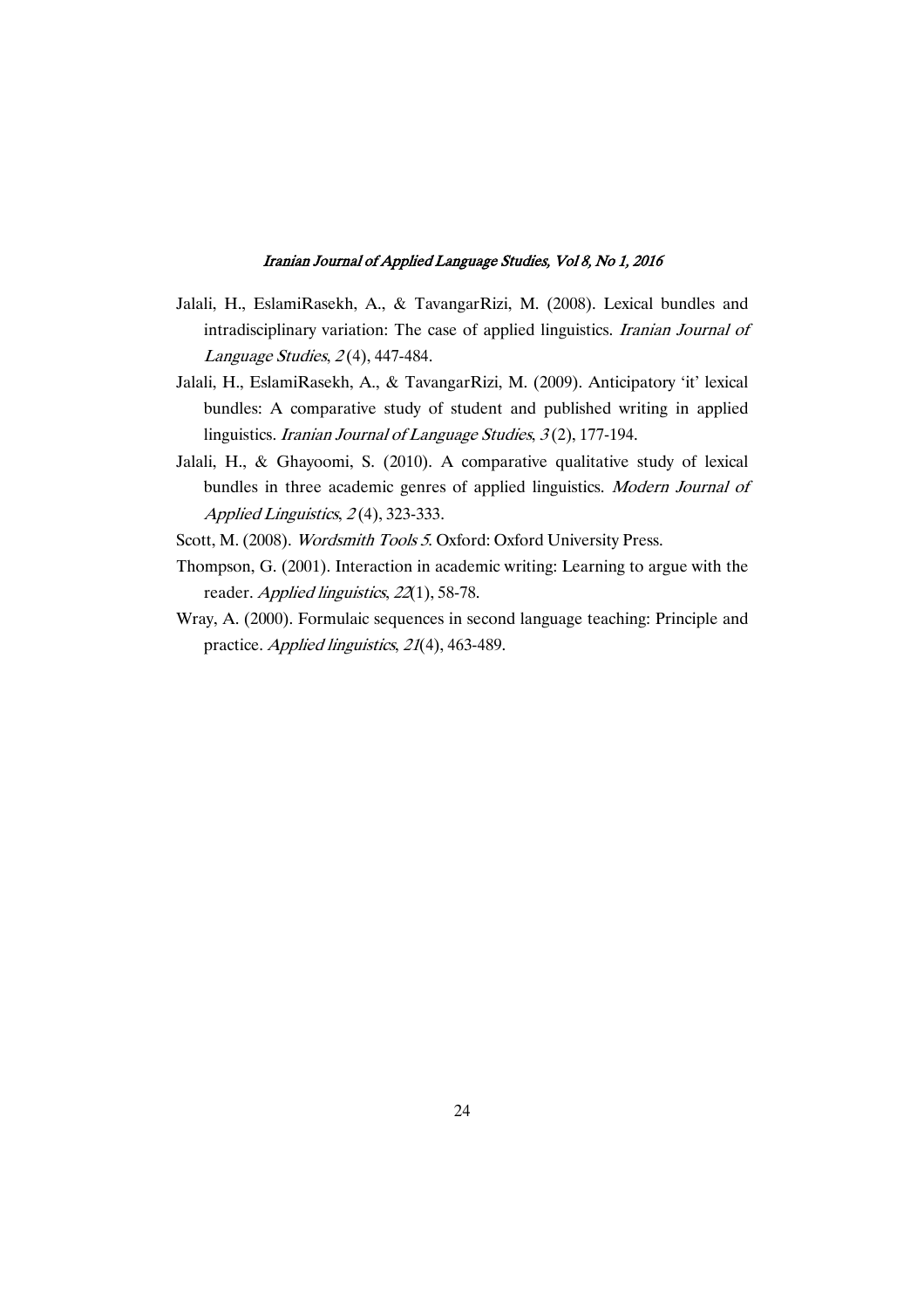Jalali, H., EslamiRasekh, A., & TavangarRizi, M. (2008). Lexical bundles and intradisciplinary variation: The case of applied linguistics. *Iranian Journal of Language Studies*, *2* (4), 447-484.

Jalali, H., EslamiRasekh, A., & TavangarRizi, M. (2009). Anticipatory 'it' lexical bundles: A comparative study of student and published writing in applied linguistics. *Iranian Journal of Language Studies*, *3* (2), 177-194.

Jalali, H., & Ghayoomi, S. (2010). A comparative qualitative study of lexical bundles in three academic genres of applied linguistics. *Modern Journal of Applied Linguistics*, *2* (4), 323-333.

Scott, M. (2008). *Wordsmith Tools 5*. Oxford: Oxford University Press.

Thompson, G. (2001). Interaction in academic writing: Learning to argue with the reader. *Applied linguistics*, *22*(1), 58-78.

Wray, A. (2000). Formulaic sequences in second language teaching: Principle and practice. *Applied linguistics*, *21*(4), 463-489.